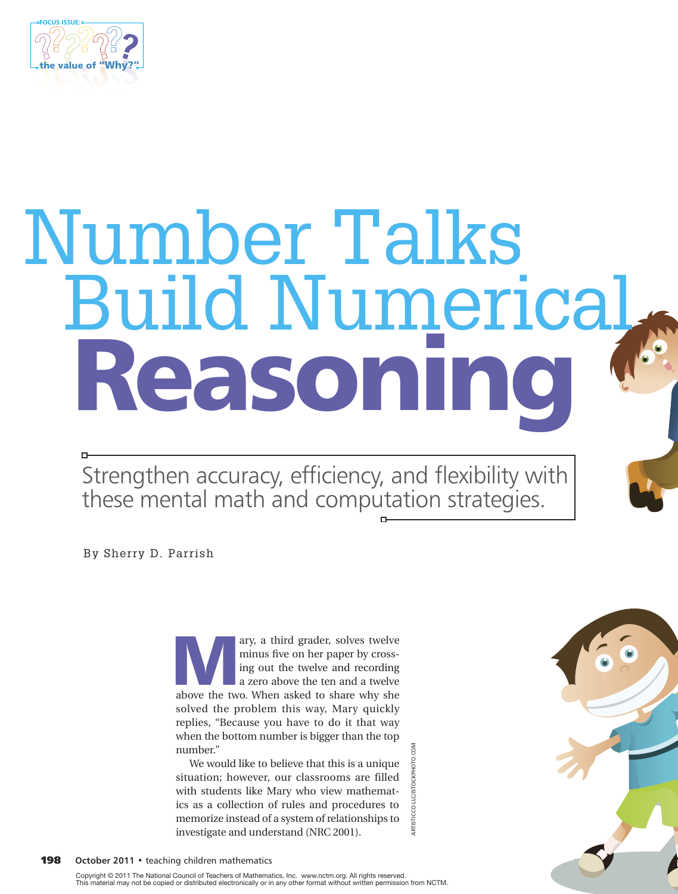FOCUS ISSUE: the value of "Why?"

# Number Talks Build Numerical Reasoning

Strengthen accuracy, efficiency, and flexibility with these mental math and computation strategies.

By Sherry D. Parrish

Mary, a third grader, solves twelve minus five on her paper by crossing out the twelve and recording a zero above the ten and a twelve above the two. When asked to share why she solved the problem this way, Mary quickly replies, "Because you have to do it that way when the bottom number is bigger than the top number."

We would like to believe that this is a unique situation; however, our classrooms are filled with students like Mary who view mathematics as a collection of rules and procedures to memorize instead of a system of relationships to investigate and understand (NRC 2001).

ARTISTICCO LLC/ISTOCKPHOTO.COM

Copyright © 2011 The National Council of Teachers of Mathematics, Inc. www.nctm.org. All rights reserved.
This material may not be copied or distributed electronically or in any other format without written permission from NCTM.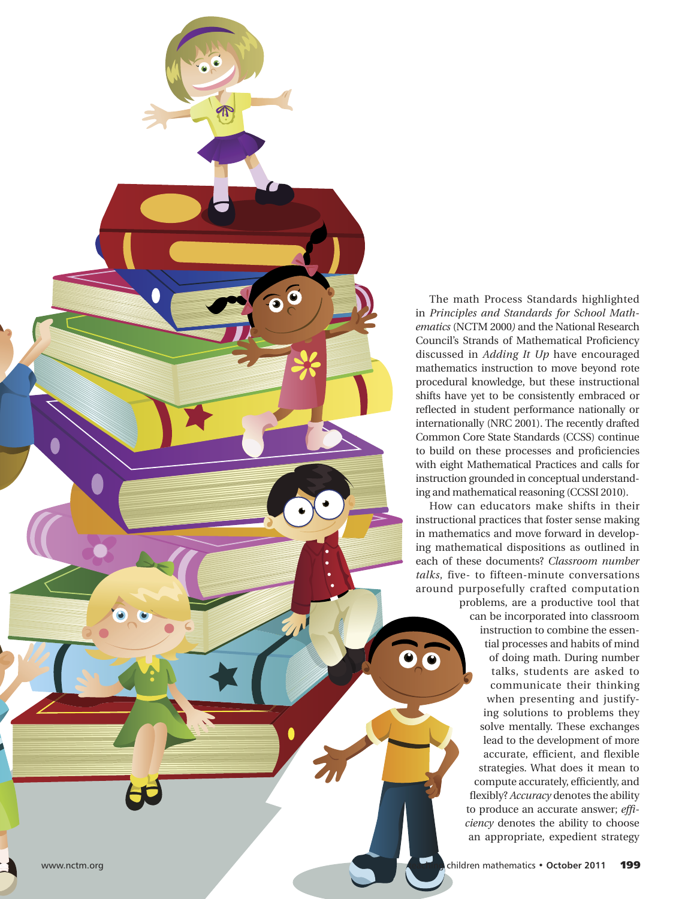The math Process Standards highlighted in *Principles and Standards for School Mathematics* (NCTM 2000) and the National Research Council's Strands of Mathematical Proficiency discussed in *Adding It Up* have encouraged mathematics instruction to move beyond rote procedural knowledge, but these instructional shifts have yet to be consistently embraced or reflected in student performance nationally or internationally (NRC 2001). The recently drafted Common Core State Standards (CCSS) continue to build on these processes and proficiencies with eight Mathematical Practices and calls for instruction grounded in conceptual understanding and mathematical reasoning (CCSSI 2010).

How can educators make shifts in their instructional practices that foster sense making in mathematics and move forward in developing mathematical dispositions as outlined in each of these documents? *Classroom number talks*, five- to fifteen-minute conversations around purposefully crafted computation problems, are a productive tool that can be incorporated into classroom instruction to combine the essential processes and habits of mind of doing math. During number talks, students are asked to communicate their thinking when presenting and justifying solutions to problems they solve mentally. These exchanges lead to the development of more accurate, efficient, and flexible strategies. What does it mean to compute accurately, efficiently, and flexibly? *Accuracy* denotes the ability to produce an accurate answer; *efficiency* denotes the ability to choose an appropriate, expedient strategy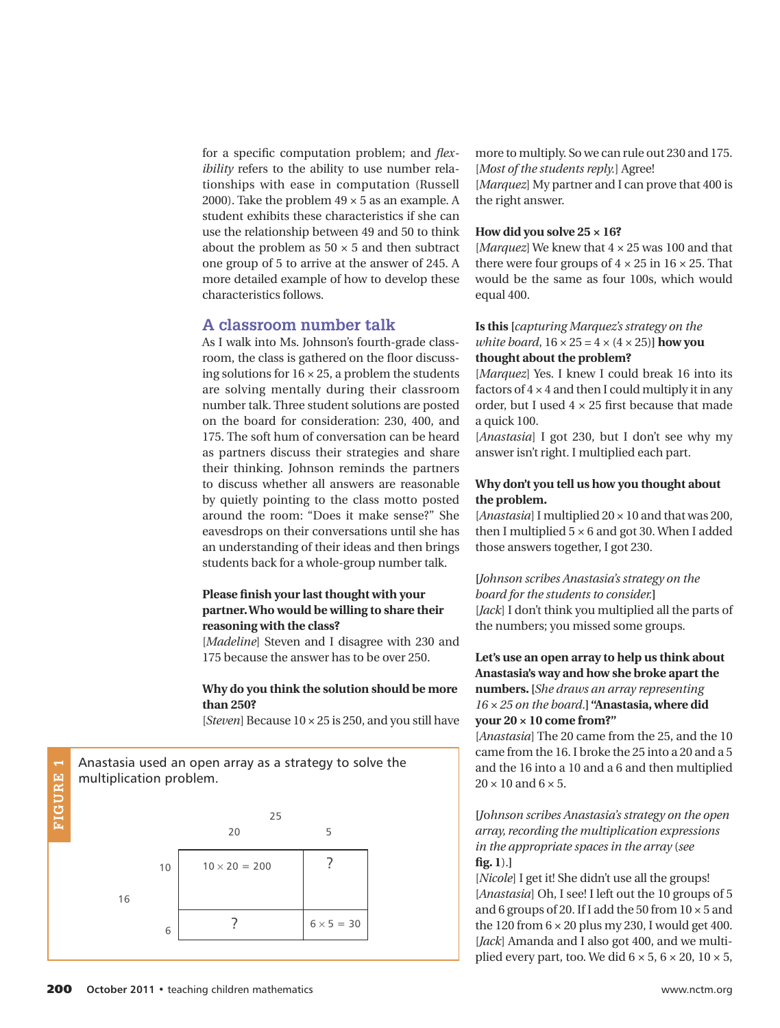for a specific computation problem; and *flexibility* refers to the ability to use number relationships with ease in computation (Russell 2000). Take the problem $49 \times 5$ as an example. A student exhibits these characteristics if she can use the relationship between 49 and 50 to think about the problem as $50 \times 5$ and then subtract one group of 5 to arrive at the answer of 245. A more detailed example of how to develop these characteristics follows.

## A classroom number talk

As I walk into Ms. Johnson's fourth-grade classroom, the class is gathered on the floor discussing solutions for $16 \times 25$, a problem the students are solving mentally during their classroom number talk. Three student solutions are posted on the board for consideration: 230, 400, and 175. The soft hum of conversation can be heard as partners discuss their strategies and share their thinking. Johnson reminds the partners to discuss whether all answers are reasonable by quietly pointing to the class motto posted around the room: "Does it make sense?" She eavesdrops on their conversations until she has an understanding of their ideas and then brings students back for a whole-group number talk.

**Please finish your last thought with your partner. Who would be willing to share their reasoning with the class?**

[*Madeline*] Steven and I disagree with 230 and 175 because the answer has to be over 250.

**Why do you think the solution should be more than 250?**

[*Steven*] Because $10 \times 25$ is 250, and you still have more to multiply. So we can rule out 230 and 175.

[*Most of the students reply.*] Agree!

[*Marquez*] My partner and I can prove that 400 is the right answer.

**How did you solve $25 \times 16$?**

[*Marquez*] We knew that $4 \times 25$ was 100 and that there were four groups of $4 \times 25$ in $16 \times 25$. That would be the same as four 100s, which would equal 400.

**Is this** [*capturing Marquez's strategy on the white board,* $16 \times 25 = 4 \times (4 \times 25)$] **how you thought about the problem?**

[*Marquez*] Yes. I knew I could break 16 into its factors of $4 \times 4$ and then I could multiply it in any order, but I used $4 \times 25$ first because that made a quick 100.

[*Anastasia*] I got 230, but I don't see why my answer isn't right. I multiplied each part.

**Why don't you tell us how you thought about the problem.**

[*Anastasia*] I multiplied $20 \times 10$ and that was 200, then I multiplied $5 \times 6$ and got 30. When I added those answers together, I got 230.

[*Johnson scribes Anastasia's strategy on the board for the students to consider.*]

[*Jack*] I don't think you multiplied all the parts of the numbers; you missed some groups.

**Let's use an open array to help us think about Anastasia's way and how she broke apart the numbers.** [*She draws an array representing* $16 \times 25$ *on the board.*] **"Anastasia, where did your $20 \times 10$ come from?"**

[*Anastasia*] The 20 came from the 25, and the 10 came from the 16. I broke the 25 into a 20 and a 5 and the 16 into a 10 and a 6 and then multiplied $20 \times 10$ and $6 \times 5$.

[*Johnson scribes Anastasia's strategy on the open array, recording the multiplication expressions in the appropriate spaces in the array* (*see* **fig. 1**).]

[*Nicole*] I get it! She didn't use all the groups!

[*Anastasia*] Oh, I see! I left out the 10 groups of 5 and 6 groups of 20. If I add the 50 from $10 \times 5$ and the 120 from $6 \times 20$ plus my 230, I would get 400.

[*Jack*] Amanda and I also got 400, and we multiplied every part, too. We did $6 \times 5$, $6 \times 20$, $10 \times 5$,

**FIGURE 1**

Anastasia used an open array as a strategy to solve the multiplication problem.

| 16 = 10 + 6 / 25 = 20 + 5 | 20 | 5 |
|---|---|---|
| 10 | $10 \times 20 = 200$ | ? |
| 6 | ? | $6 \times 5 = 30$ |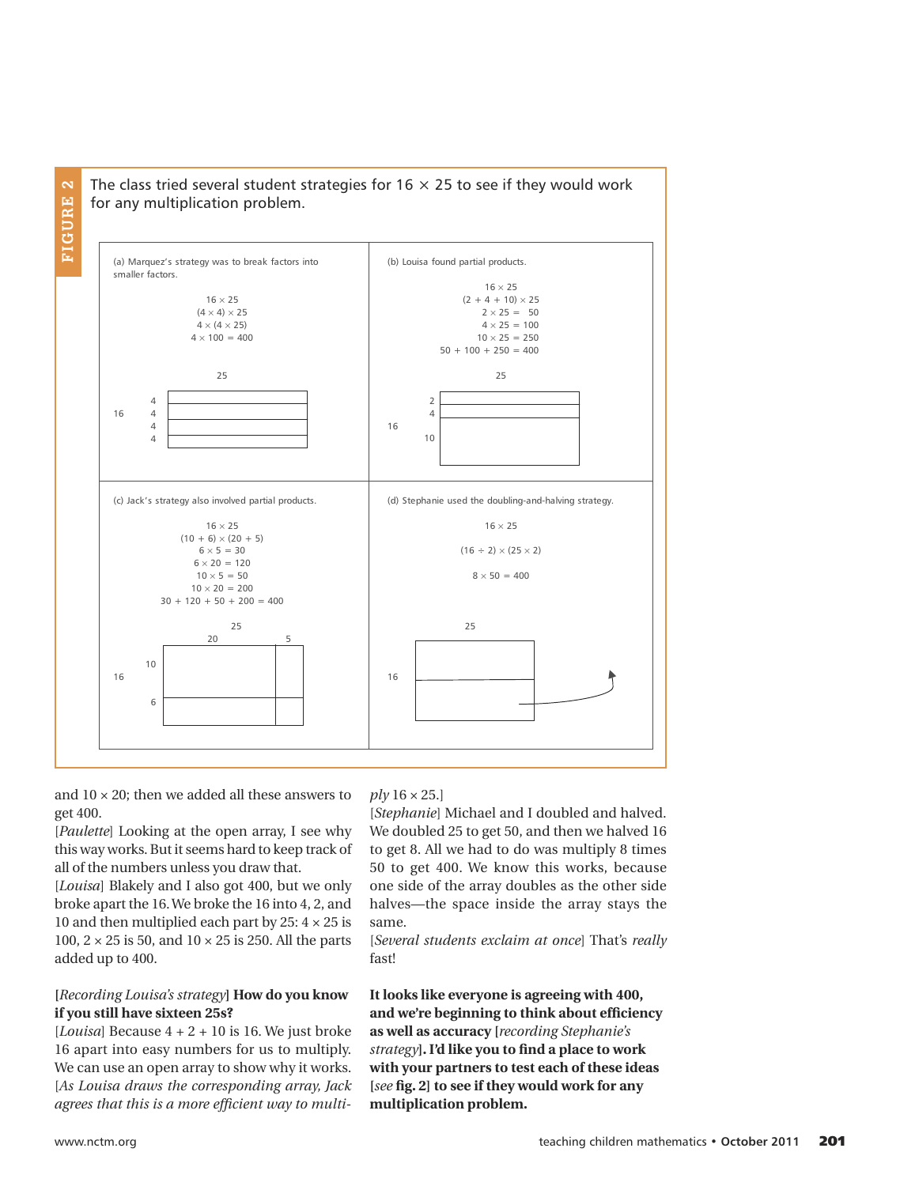**FIGURE 2**

The class tried several student strategies for 16 × 25 to see if they would work for any multiplication problem.

(a) Marquez's strategy was to break factors into smaller factors.

$16 \times 25$
$(4 \times 4) \times 25$
$4 \times (4 \times 25)$
$4 \times 100 = 400$

(b) Louisa found partial products.

$16 \times 25$
$(2 + 4 + 10) \times 25$
$2 \times 25 = 50$
$4 \times 25 = 100$
$10 \times 25 = 250$
$50 + 100 + 250 = 400$

(c) Jack's strategy also involved partial products.

$16 \times 25$
$(10 + 6) \times (20 + 5)$
$6 \times 5 = 30$
$6 \times 20 = 120$
$10 \times 5 = 50$
$10 \times 20 = 200$
$30 + 120 + 50 + 200 = 400$

(d) Stephanie used the doubling-and-halving strategy.

$16 \times 25$
$(16 \div 2) \times (25 \times 2)$
$8 \times 50 = 400$

and 10 × 20; then we added all these answers to get 400.

[*Paulette*] Looking at the open array, I see why this way works. But it seems hard to keep track of all of the numbers unless you draw that.

[*Louisa*] Blakely and I also got 400, but we only broke apart the 16. We broke the 16 into 4, 2, and 10 and then multiplied each part by 25: 4 × 25 is 100, 2 × 25 is 50, and 10 × 25 is 250. All the parts added up to 400.

**[*Recording Louisa's strategy*] How do you know if you still have sixteen 25s?**

[*Louisa*] Because 4 + 2 + 10 is 16. We just broke 16 apart into easy numbers for us to multiply. We can use an open array to show why it works. [*As Louisa draws the corresponding array, Jack agrees that this is a more efficient way to multiply* 16 × 25.]

[*Stephanie*] Michael and I doubled and halved. We doubled 25 to get 50, and then we halved 16 to get 8. All we had to do was multiply 8 times 50 to get 400. We know this works, because one side of the array doubles as the other side halves—the space inside the array stays the same.

[*Several students exclaim at once*] That's *really* fast!

**It looks like everyone is agreeing with 400, and we're beginning to think about efficiency as well as accuracy [*recording Stephanie's strategy*]. I'd like you to find a place to work with your partners to test each of these ideas [*see* fig. 2] to see if they would work for any multiplication problem.**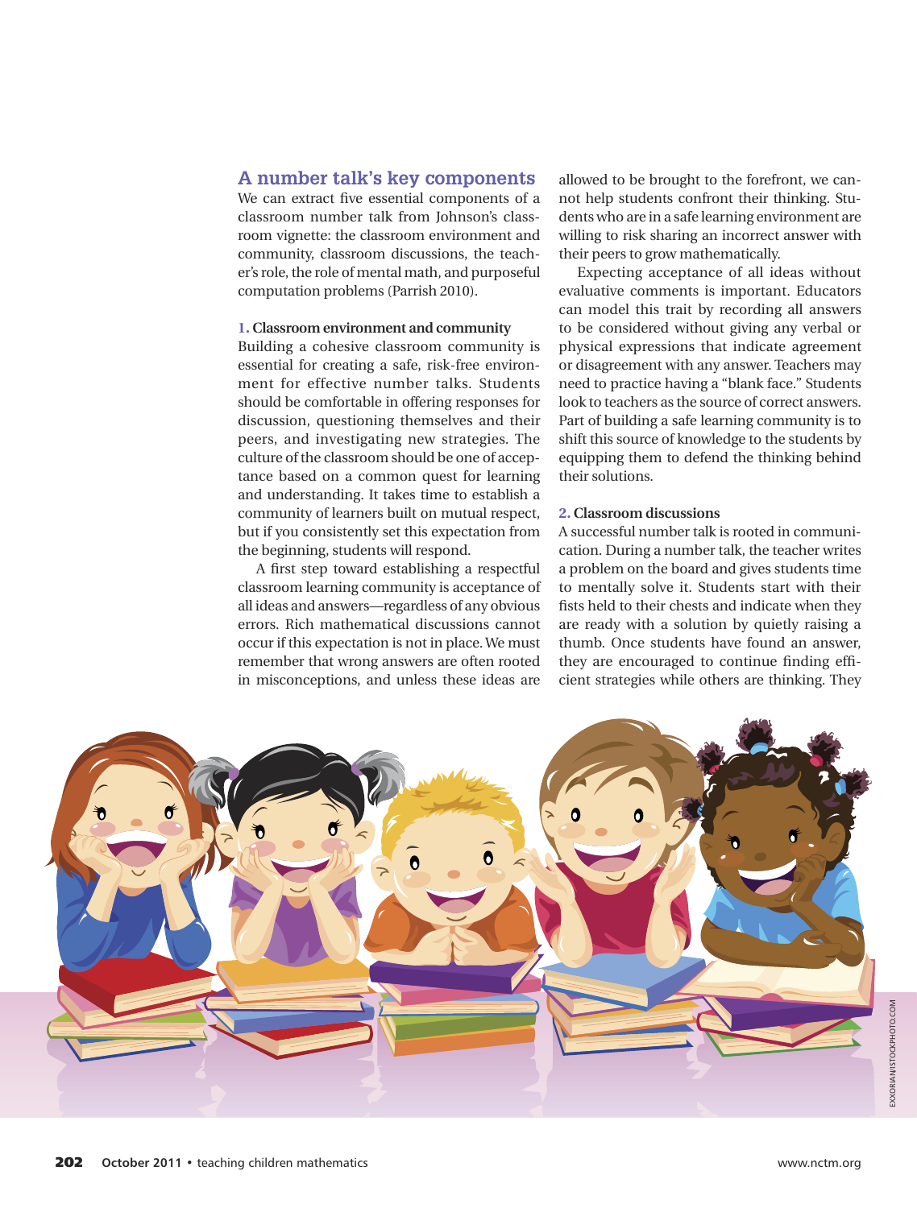## A number talk's key components

We can extract five essential components of a classroom number talk from Johnson's classroom vignette: the classroom environment and community, classroom discussions, the teacher's role, the role of mental math, and purposeful computation problems (Parrish 2010).

### 1. Classroom environment and community

Building a cohesive classroom community is essential for creating a safe, risk-free environment for effective number talks. Students should be comfortable in offering responses for discussion, questioning themselves and their peers, and investigating new strategies. The culture of the classroom should be one of acceptance based on a common quest for learning and understanding. It takes time to establish a community of learners built on mutual respect, but if you consistently set this expectation from the beginning, students will respond.

A first step toward establishing a respectful classroom learning community is acceptance of all ideas and answers—regardless of any obvious errors. Rich mathematical discussions cannot occur if this expectation is not in place. We must remember that wrong answers are often rooted in misconceptions, and unless these ideas are allowed to be brought to the forefront, we cannot help students confront their thinking. Students who are in a safe learning environment are willing to risk sharing an incorrect answer with their peers to grow mathematically.

Expecting acceptance of all ideas without evaluative comments is important. Educators can model this trait by recording all answers to be considered without giving any verbal or physical expressions that indicate agreement or disagreement with any answer. Teachers may need to practice having a "blank face." Students look to teachers as the source of correct answers. Part of building a safe learning community is to shift this source of knowledge to the students by equipping them to defend the thinking behind their solutions.

### 2. Classroom discussions

A successful number talk is rooted in communication. During a number talk, the teacher writes a problem on the board and gives students time to mentally solve it. Students start with their fists held to their chests and indicate when they are ready with a solution by quietly raising a thumb. Once students have found an answer, they are encouraged to continue finding efficient strategies while others are thinking. They

EXXORIAN/ISTOCKPHOTO.COM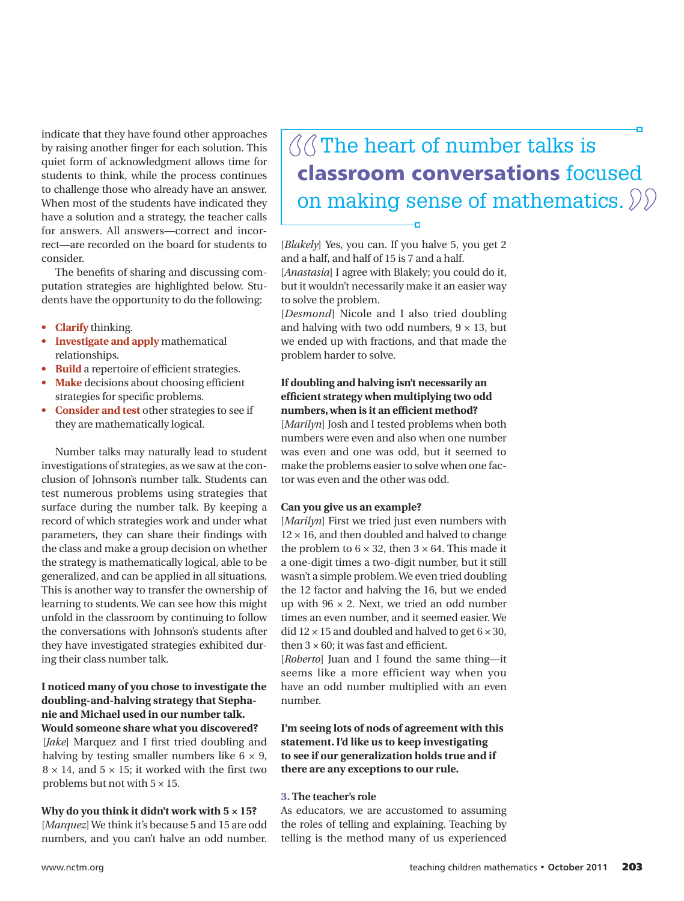indicate that they have found other approaches by raising another finger for each solution. This quiet form of acknowledgment allows time for students to think, while the process continues to challenge those who already have an answer. When most of the students have indicated they have a solution and a strategy, the teacher calls for answers. All answers—correct and incorrect—are recorded on the board for students to consider.

The benefits of sharing and discussing computation strategies are highlighted below. Students have the opportunity to do the following:

- **Clarify** thinking.
- **Investigate and apply** mathematical relationships.
- **Build** a repertoire of efficient strategies.
- **Make** decisions about choosing efficient strategies for specific problems.
- **Consider and test** other strategies to see if they are mathematically logical.

Number talks may naturally lead to student investigations of strategies, as we saw at the conclusion of Johnson's number talk. Students can test numerous problems using strategies that surface during the number talk. By keeping a record of which strategies work and under what parameters, they can share their findings with the class and make a group decision on whether the strategy is mathematically logical, able to be generalized, and can be applied in all situations. This is another way to transfer the ownership of learning to students. We can see how this might unfold in the classroom by continuing to follow the conversations with Johnson's students after they have investigated strategies exhibited during their class number talk.

**I noticed many of you chose to investigate the doubling-and-halving strategy that Stephanie and Michael used in our number talk. Would someone share what you discovered?**

[*Jake*] Marquez and I first tried doubling and halving by testing smaller numbers like $6 \times 9$, $8 \times 14$, and $5 \times 15$; it worked with the first two problems but not with $5 \times 15$.

**Why do you think it didn't work with $5 \times 15$?**

[*Marquez*] We think it's because 5 and 15 are odd numbers, and you can't halve an odd number.

> The heart of number talks is **classroom conversations** focused on making sense of mathematics.

[*Blakely*] Yes, you can. If you halve 5, you get 2 and a half, and half of 15 is 7 and a half.

[*Anastasia*] I agree with Blakely; you could do it, but it wouldn't necessarily make it an easier way to solve the problem.

[*Desmond*] Nicole and I also tried doubling and halving with two odd numbers, $9 \times 13$, but we ended up with fractions, and that made the problem harder to solve.

**If doubling and halving isn't necessarily an efficient strategy when multiplying two odd numbers, when is it an efficient method?**

[*Marilyn*] Josh and I tested problems when both numbers were even and also when one number was even and one was odd, but it seemed to make the problems easier to solve when one factor was even and the other was odd.

**Can you give us an example?**

[*Marilyn*] First we tried just even numbers with $12 \times 16$, and then doubled and halved to change the problem to $6 \times 32$, then $3 \times 64$. This made it a one-digit times a two-digit number, but it still wasn't a simple problem. We even tried doubling the 12 factor and halving the 16, but we ended up with $96 \times 2$. Next, we tried an odd number times an even number, and it seemed easier. We did $12 \times 15$ and doubled and halved to get $6 \times 30$, then $3 \times 60$; it was fast and efficient.

[*Roberto*] Juan and I found the same thing—it seems like a more efficient way when you have an odd number multiplied with an even number.

**I'm seeing lots of nods of agreement with this statement. I'd like us to keep investigating to see if our generalization holds true and if there are any exceptions to our rule.**

### 3. The teacher's role

As educators, we are accustomed to assuming the roles of telling and explaining. Teaching by telling is the method many of us experienced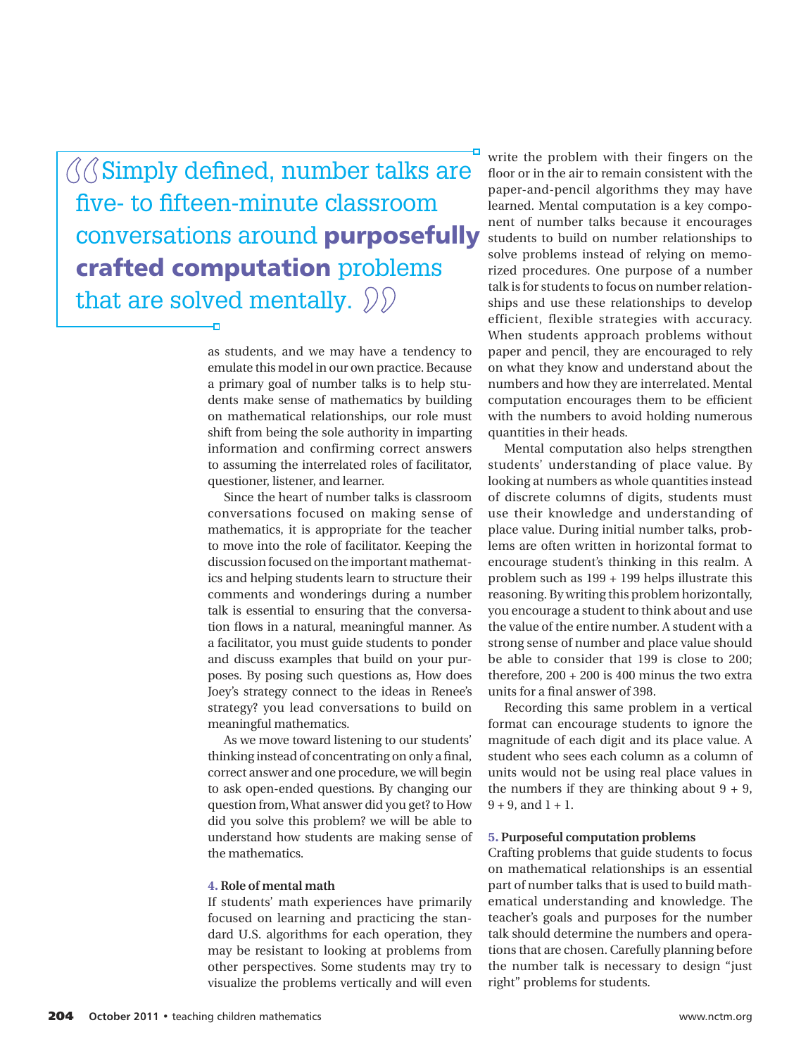> Simply defined, number talks are five- to fifteen-minute classroom conversations around **purposefully crafted computation** problems that are solved mentally.

as students, and we may have a tendency to emulate this model in our own practice. Because a primary goal of number talks is to help students make sense of mathematics by building on mathematical relationships, our role must shift from being the sole authority in imparting information and confirming correct answers to assuming the interrelated roles of facilitator, questioner, listener, and learner.

Since the heart of number talks is classroom conversations focused on making sense of mathematics, it is appropriate for the teacher to move into the role of facilitator. Keeping the discussion focused on the important mathematics and helping students learn to structure their comments and wonderings during a number talk is essential to ensuring that the conversation flows in a natural, meaningful manner. As a facilitator, you must guide students to ponder and discuss examples that build on your purposes. By posing such questions as, How does Joey's strategy connect to the ideas in Renee's strategy? you lead conversations to build on meaningful mathematics.

As we move toward listening to our students' thinking instead of concentrating on only a final, correct answer and one procedure, we will begin to ask open-ended questions. By changing our question from, What answer did you get? to How did you solve this problem? we will be able to understand how students are making sense of the mathematics.

**4. Role of mental math**

If students' math experiences have primarily focused on learning and practicing the standard U.S. algorithms for each operation, they may be resistant to looking at problems from other perspectives. Some students may try to visualize the problems vertically and will even write the problem with their fingers on the floor or in the air to remain consistent with the paper-and-pencil algorithms they may have learned. Mental computation is a key component of number talks because it encourages students to build on number relationships to solve problems instead of relying on memorized procedures. One purpose of a number talk is for students to focus on number relationships and use these relationships to develop efficient, flexible strategies with accuracy. When students approach problems without paper and pencil, they are encouraged to rely on what they know and understand about the numbers and how they are interrelated. Mental computation encourages them to be efficient with the numbers to avoid holding numerous quantities in their heads.

Mental computation also helps strengthen students' understanding of place value. By looking at numbers as whole quantities instead of discrete columns of digits, students must use their knowledge and understanding of place value. During initial number talks, problems are often written in horizontal format to encourage student's thinking in this realm. A problem such as 199 + 199 helps illustrate this reasoning. By writing this problem horizontally, you encourage a student to think about and use the value of the entire number. A student with a strong sense of number and place value should be able to consider that 199 is close to 200; therefore, 200 + 200 is 400 minus the two extra units for a final answer of 398.

Recording this same problem in a vertical format can encourage students to ignore the magnitude of each digit and its place value. A student who sees each column as a column of units would not be using real place values in the numbers if they are thinking about 9 + 9, 9 + 9, and 1 + 1.

**5. Purposeful computation problems**

Crafting problems that guide students to focus on mathematical relationships is an essential part of number talks that is used to build mathematical understanding and knowledge. The teacher's goals and purposes for the number talk should determine the numbers and operations that are chosen. Carefully planning before the number talk is necessary to design "just right" problems for students.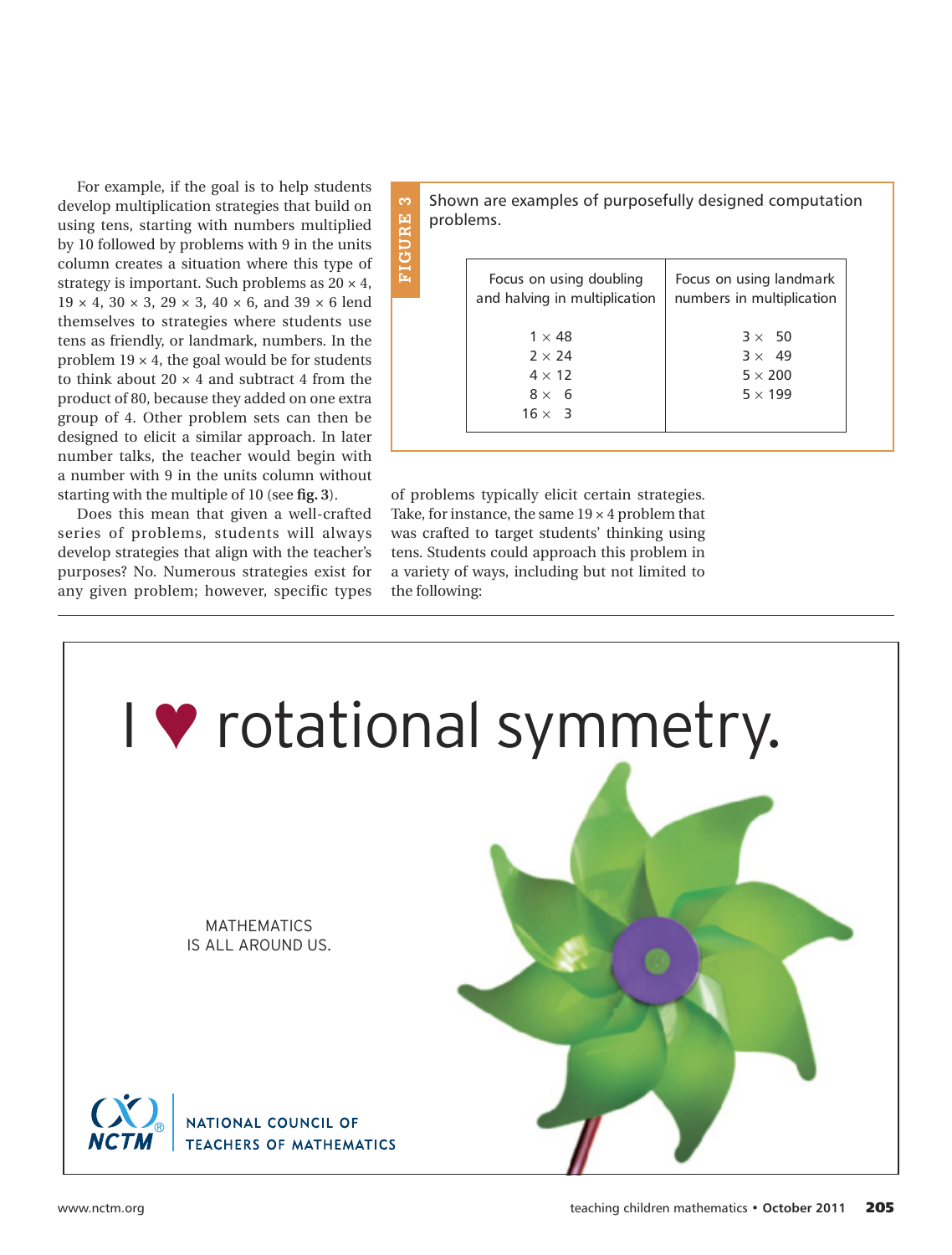For example, if the goal is to help students develop multiplication strategies that build on using tens, starting with numbers multiplied by 10 followed by problems with 9 in the units column creates a situation where this type of strategy is important. Such problems as $20 \times 4$, $19 \times 4$, $30 \times 3$, $29 \times 3$, $40 \times 6$, and $39 \times 6$ lend themselves to strategies where students use tens as friendly, or landmark, numbers. In the problem $19 \times 4$, the goal would be for students to think about $20 \times 4$ and subtract 4 from the product of 80, because they added on one extra group of 4. Other problem sets can then be designed to elicit a similar approach. In later number talks, the teacher would begin with a number with 9 in the units column without starting with the multiple of 10 (see **fig. 3**).

**FIGURE 3**

Shown are examples of purposefully designed computation problems.

| Focus on using doubling and halving in multiplication | Focus on using landmark numbers in multiplication |
|---|---|
| $1 \times 48$ | $3 \times 50$ |
| $2 \times 24$ | $3 \times 49$ |
| $4 \times 12$ | $5 \times 200$ |
| $8 \times 6$ | $5 \times 199$ |
| $16 \times 3$ | |

Does this mean that given a well-crafted series of problems, students will always develop strategies that align with the teacher's purposes? No. Numerous strategies exist for any given problem; however, specific types of problems typically elicit certain strategies. Take, for instance, the same $19 \times 4$ problem that was crafted to target students' thinking using tens. Students could approach this problem in a variety of ways, including but not limited to the following:

I ♥ rotational symmetry.

MATHEMATICS IS ALL AROUND US.

NCTM NATIONAL COUNCIL OF TEACHERS OF MATHEMATICS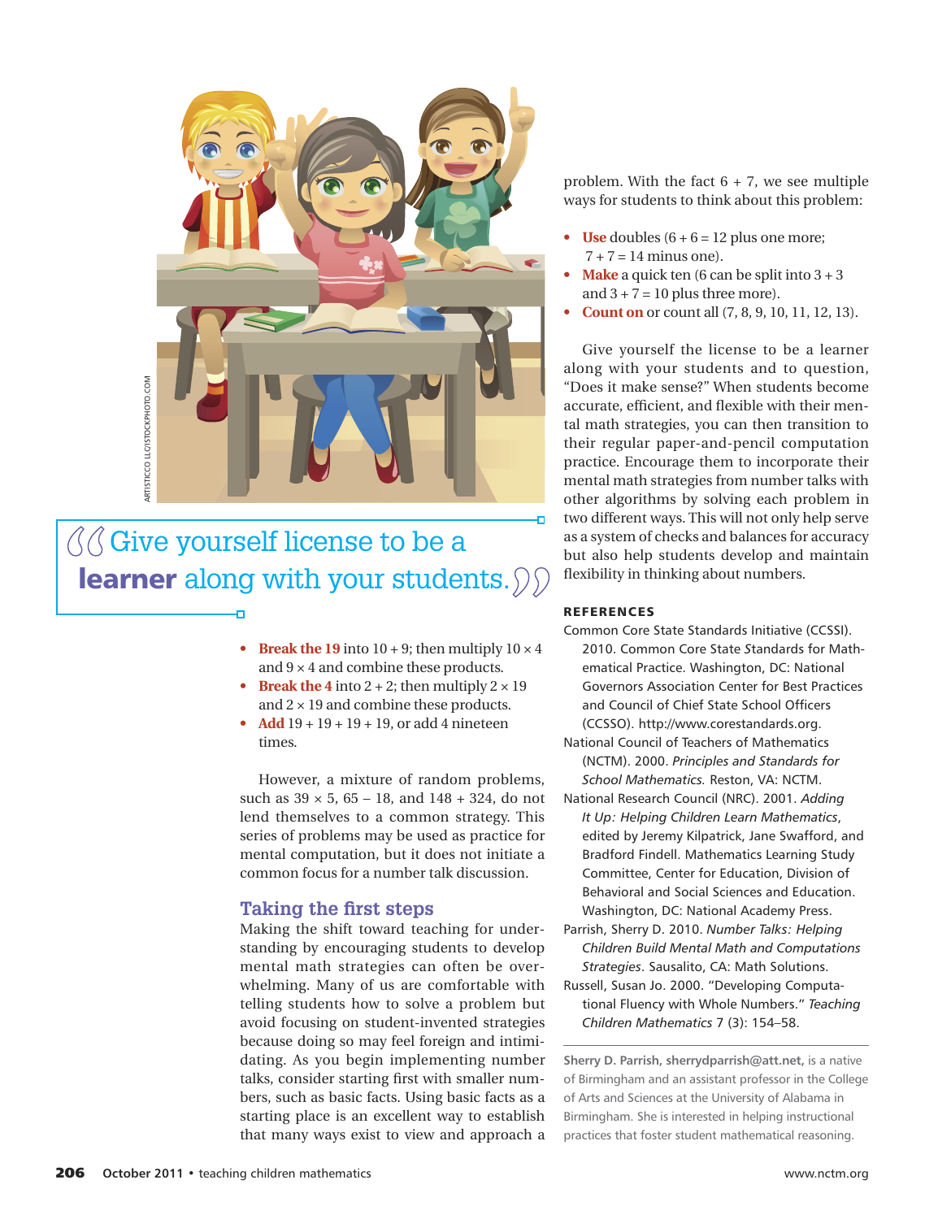ARTISTICCO LLC/ISTOCKPHOTO.COM

> Give yourself license to be a **learner** along with your students.

- **Break the 19** into 10 + 9; then multiply 10 × 4 and 9 × 4 and combine these products.
- **Break the 4** into 2 + 2; then multiply 2 × 19 and 2 × 19 and combine these products.
- **Add** 19 + 19 + 19 + 19, or add 4 nineteen times.

However, a mixture of random problems, such as 39 × 5, 65 – 18, and 148 + 324, do not lend themselves to a common strategy. This series of problems may be used as practice for mental computation, but it does not initiate a common focus for a number talk discussion.

## Taking the first steps

Making the shift toward teaching for understanding by encouraging students to develop mental math strategies can often be overwhelming. Many of us are comfortable with telling students how to solve a problem but avoid focusing on student-invented strategies because doing so may feel foreign and intimidating. As you begin implementing number talks, consider starting first with smaller numbers, such as basic facts. Using basic facts as a starting place is an excellent way to establish that many ways exist to view and approach a problem. With the fact 6 + 7, we see multiple ways for students to think about this problem:

- **Use** doubles (6 + 6 = 12 plus one more; 7 + 7 = 14 minus one).
- **Make** a quick ten (6 can be split into 3 + 3 and 3 + 7 = 10 plus three more).
- **Count on** or count all (7, 8, 9, 10, 11, 12, 13).

Give yourself the license to be a learner along with your students and to question, "Does it make sense?" When students become accurate, efficient, and flexible with their mental math strategies, you can then transition to their regular paper-and-pencil computation practice. Encourage them to incorporate their mental math strategies from number talks with other algorithms by solving each problem in two different ways. This will not only help serve as a system of checks and balances for accuracy but also help students develop and maintain flexibility in thinking about numbers.

### REFERENCES

Common Core State Standards Initiative (CCSSI). 2010. Common Core State Standards for Mathematical Practice. Washington, DC: National Governors Association Center for Best Practices and Council of Chief State School Officers (CCSSO). http://www.corestandards.org.

National Council of Teachers of Mathematics (NCTM). 2000. *Principles and Standards for School Mathematics.* Reston, VA: NCTM.

National Research Council (NRC). 2001. *Adding It Up: Helping Children Learn Mathematics*, edited by Jeremy Kilpatrick, Jane Swafford, and Bradford Findell. Mathematics Learning Study Committee, Center for Education, Division of Behavioral and Social Sciences and Education. Washington, DC: National Academy Press.

Parrish, Sherry D. 2010. *Number Talks: Helping Children Build Mental Math and Computations Strategies*. Sausalito, CA: Math Solutions.

Russell, Susan Jo. 2000. "Developing Computational Fluency with Whole Numbers." *Teaching Children Mathematics* 7 (3): 154–58.

---

**Sherry D. Parrish, sherrydparrish@att.net,** is a native of Birmingham and an assistant professor in the College of Arts and Sciences at the University of Alabama in Birmingham. She is interested in helping instructional practices that foster student mathematical reasoning.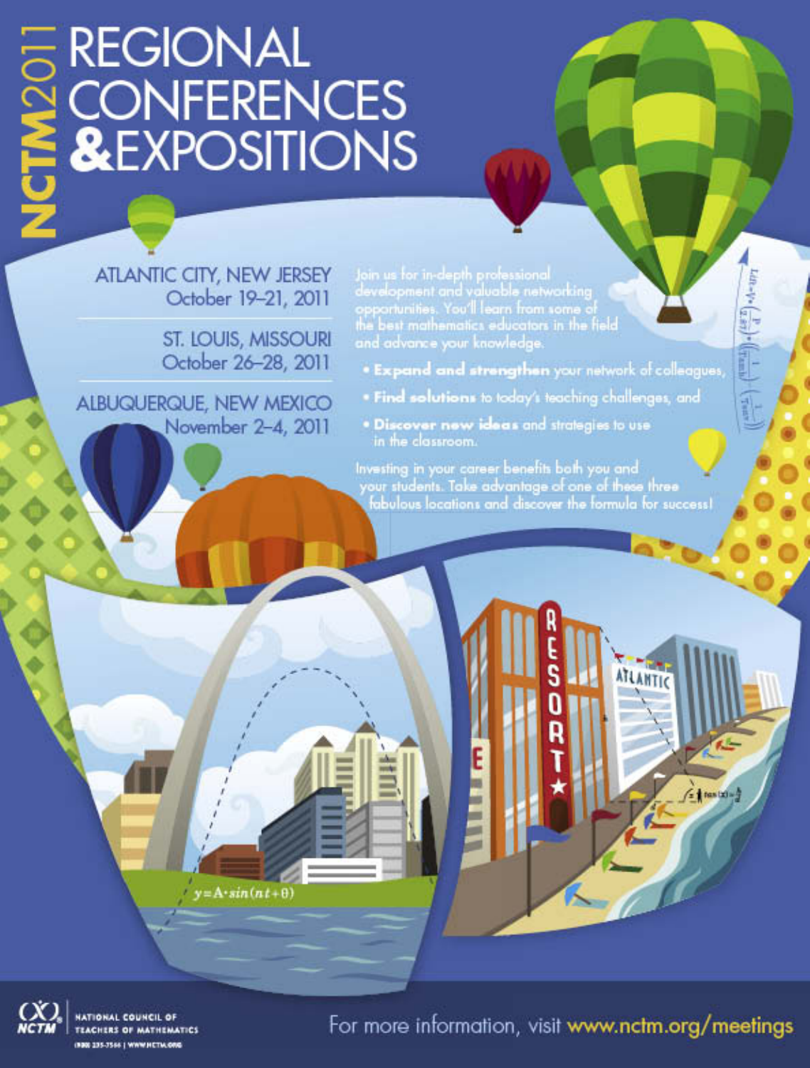# NCTM2011 REGIONAL CONFERENCES & EXPOSITIONS

ATLANTIC CITY, NEW JERSEY
October 19–21, 2011

ST. LOUIS, MISSOURI
October 26–28, 2011

ALBUQUERQUE, NEW MEXICO
November 2–4, 2011

Join us for in-depth professional development and valuable networking opportunities. You'll learn from some of the best mathematics educators in the field and advance your knowledge.

- **Expand and strengthen** your network of colleagues,
- **Find solutions** to today's teaching challenges, and
- **Discover new ideas** and strategies to use in the classroom.

Investing in your career benefits both you and your students. Take advantage of one of these three fabulous locations and discover the formula for success!

$y = A \cdot sin(nt + \theta)$

NATIONAL COUNCIL OF TEACHERS OF MATHEMATICS
(800) 235-7566 | WWW.NCTM.ORG

For more information, visit **www.nctm.org/meetings**